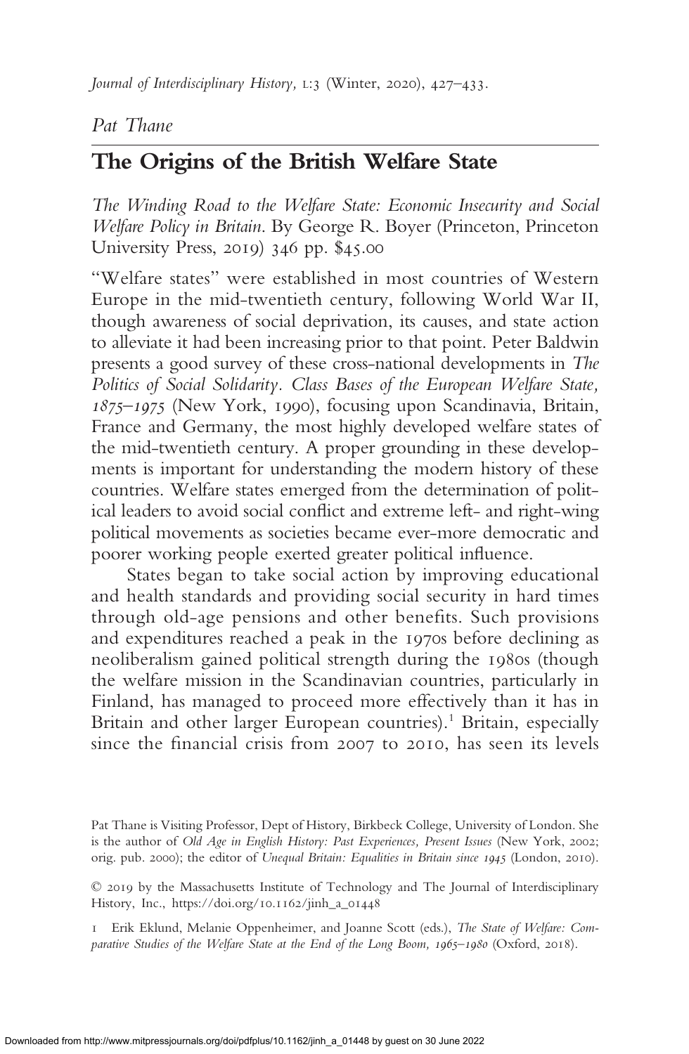*Pat Thane*

# The Origins of the British Welfare State

*The Winding Road to the Welfare State: Economic Insecurity and Social Welfare Policy in Britain*. By George R. Boyer (Princeton, Princeton University Press, 2019) 346 pp. $45.00

"Welfare states" were established in most countries of Western Europe in the mid-twentieth century, following World War II, though awareness of social deprivation, its causes, and state action to alleviate it had been increasing prior to that point. Peter Baldwin presents a good survey of these cross-national developments in *The Politics of Social Solidarity. Class Bases of the European Welfare State, 1875–1975* (New York, 1990), focusing upon Scandinavia, Britain, France and Germany, the most highly developed welfare states of the mid-twentieth century. A proper grounding in these developments is important for understanding the modern history of these countries. Welfare states emerged from the determination of political leaders to avoid social conflict and extreme left- and right-wing political movements as societies became ever-more democratic and poorer working people exerted greater political influence.

States began to take social action by improving educational and health standards and providing social security in hard times through old-age pensions and other benefits. Such provisions and expenditures reached a peak in the 1970s before declining as neoliberalism gained political strength during the 1980s (though the welfare mission in the Scandinavian countries, particularly in Finland, has managed to proceed more effectively than it has in Britain and other larger European countries).[1] Britain, especially since the financial crisis from 2007 to 2010, has seen its levels

Pat Thane is Visiting Professor, Dept of History, Birkbeck College, University of London. She is the author of *Old Age in English History: Past Experiences, Present Issues* (New York, 2002; orig. pub. 2000); the editor of *Unequal Britain: Equalities in Britain since 1945* (London, 2010).

© 2019 by the Massachusetts Institute of Technology and The Journal of Interdisciplinary History, Inc., https://doi.org/10.1162/jinh_a_01448

1 Erik Eklund, Melanie Oppenheimer, and Joanne Scott (eds.), *The State of Welfare: Comparative Studies of the Welfare State at the End of the Long Boom, 1965–1980* (Oxford, 2018).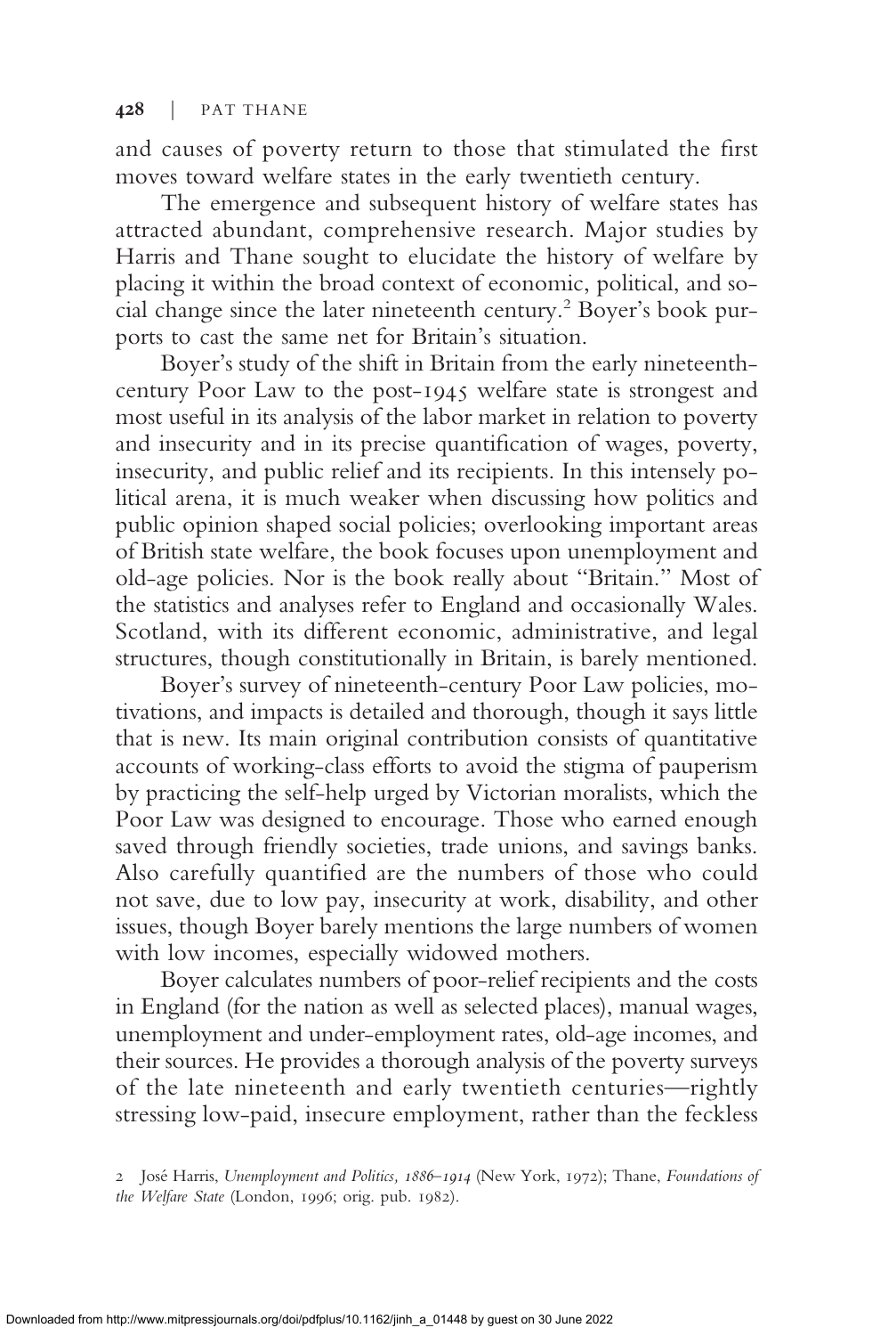and causes of poverty return to those that stimulated the first moves toward welfare states in the early twentieth century.

The emergence and subsequent history of welfare states has attracted abundant, comprehensive research. Major studies by Harris and Thane sought to elucidate the history of welfare by placing it within the broad context of economic, political, and social change since the later nineteenth century.[2] Boyer's book purports to cast the same net for Britain's situation.

Boyer's study of the shift in Britain from the early nineteenth-century Poor Law to the post-1945 welfare state is strongest and most useful in its analysis of the labor market in relation to poverty and insecurity and in its precise quantification of wages, poverty, insecurity, and public relief and its recipients. In this intensely political arena, it is much weaker when discussing how politics and public opinion shaped social policies; overlooking important areas of British state welfare, the book focuses upon unemployment and old-age policies. Nor is the book really about "Britain." Most of the statistics and analyses refer to England and occasionally Wales. Scotland, with its different economic, administrative, and legal structures, though constitutionally in Britain, is barely mentioned.

Boyer's survey of nineteenth-century Poor Law policies, motivations, and impacts is detailed and thorough, though it says little that is new. Its main original contribution consists of quantitative accounts of working-class efforts to avoid the stigma of pauperism by practicing the self-help urged by Victorian moralists, which the Poor Law was designed to encourage. Those who earned enough saved through friendly societies, trade unions, and savings banks. Also carefully quantified are the numbers of those who could not save, due to low pay, insecurity at work, disability, and other issues, though Boyer barely mentions the large numbers of women with low incomes, especially widowed mothers.

Boyer calculates numbers of poor-relief recipients and the costs in England (for the nation as well as selected places), manual wages, unemployment and under-employment rates, old-age incomes, and their sources. He provides a thorough analysis of the poverty surveys of the late nineteenth and early twentieth centuries—rightly stressing low-paid, insecure employment, rather than the feckless

2 José Harris, *Unemployment and Politics, 1886–1914* (New York, 1972); Thane, *Foundations of the Welfare State* (London, 1996; orig. pub. 1982).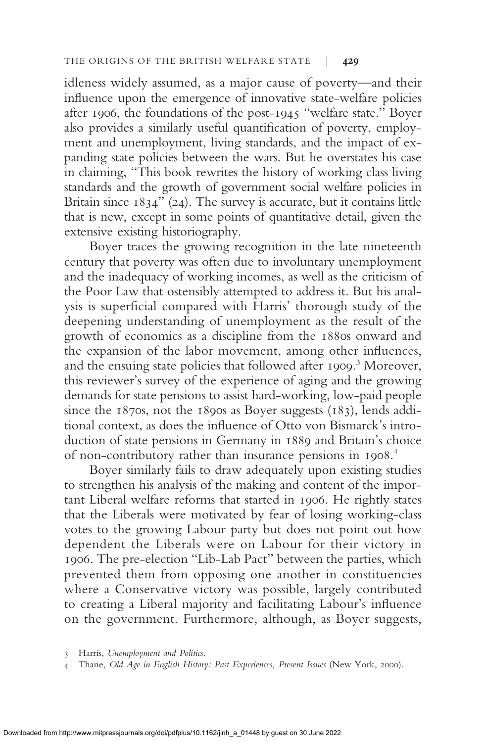idleness widely assumed, as a major cause of poverty—and their influence upon the emergence of innovative state-welfare policies after 1906, the foundations of the post-1945 "welfare state." Boyer also provides a similarly useful quantification of poverty, employment and unemployment, living standards, and the impact of expanding state policies between the wars. But he overstates his case in claiming, "This book rewrites the history of working class living standards and the growth of government social welfare policies in Britain since 1834" (24). The survey is accurate, but it contains little that is new, except in some points of quantitative detail, given the extensive existing historiography.

Boyer traces the growing recognition in the late nineteenth century that poverty was often due to involuntary unemployment and the inadequacy of working incomes, as well as the criticism of the Poor Law that ostensibly attempted to address it. But his analysis is superficial compared with Harris' thorough study of the deepening understanding of unemployment as the result of the growth of economics as a discipline from the 1880s onward and the expansion of the labor movement, among other influences, and the ensuing state policies that followed after 1909.[3] Moreover, this reviewer's survey of the experience of aging and the growing demands for state pensions to assist hard-working, low-paid people since the 1870s, not the 1890s as Boyer suggests (183), lends additional context, as does the influence of Otto von Bismarck's introduction of state pensions in Germany in 1889 and Britain's choice of non-contributory rather than insurance pensions in 1908.[4]

Boyer similarly fails to draw adequately upon existing studies to strengthen his analysis of the making and content of the important Liberal welfare reforms that started in 1906. He rightly states that the Liberals were motivated by fear of losing working-class votes to the growing Labour party but does not point out how dependent the Liberals were on Labour for their victory in 1906. The pre-election "Lib-Lab Pact" between the parties, which prevented them from opposing one another in constituencies where a Conservative victory was possible, largely contributed to creating a Liberal majority and facilitating Labour's influence on the government. Furthermore, although, as Boyer suggests,

3 Harris, *Unemployment and Politics.*

4 Thane, *Old Age in English History: Past Experiences, Present Issues* (New York, 2000).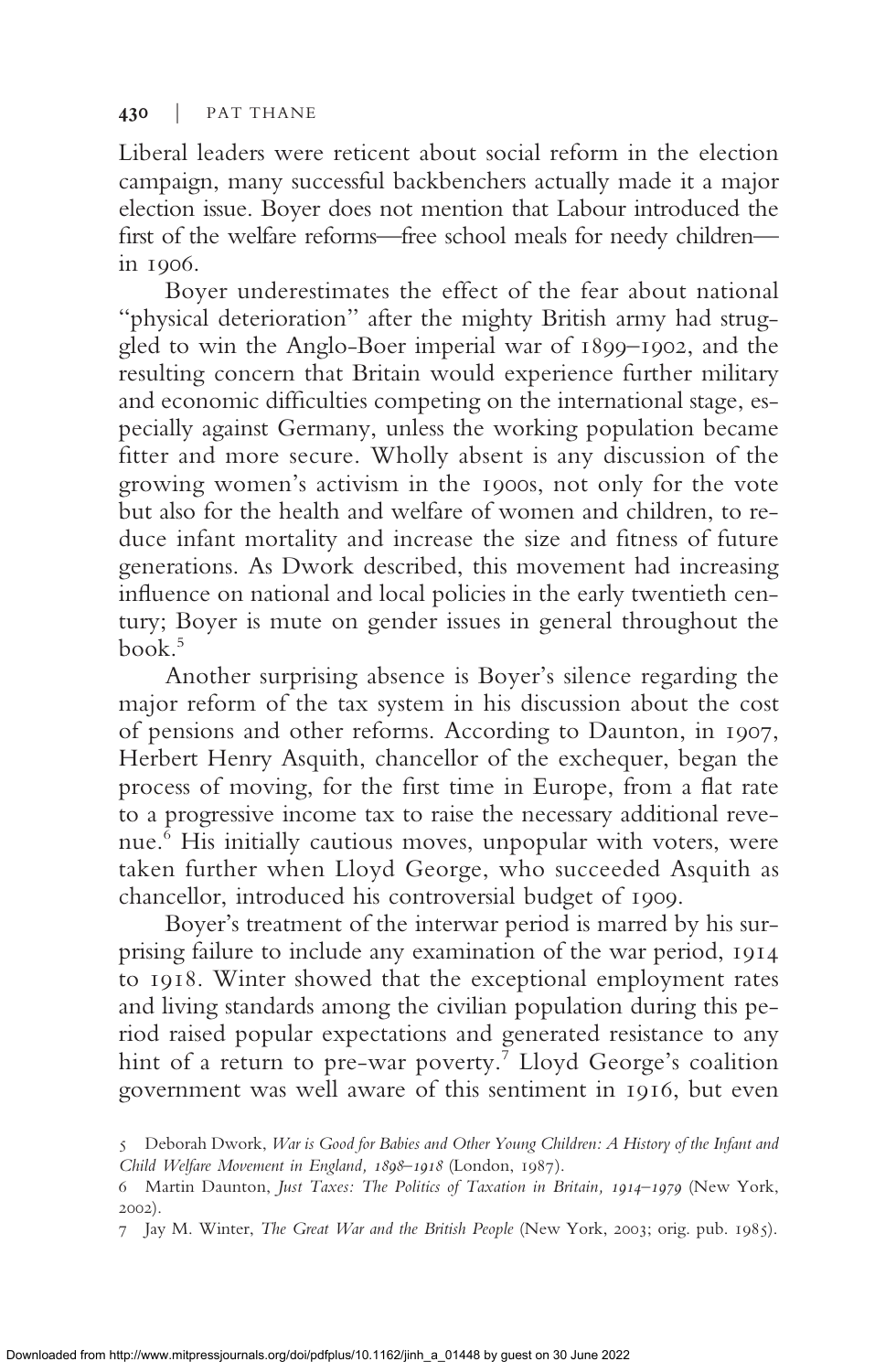Liberal leaders were reticent about social reform in the election campaign, many successful backbenchers actually made it a major election issue. Boyer does not mention that Labour introduced the first of the welfare reforms—free school meals for needy children—in 1906.

Boyer underestimates the effect of the fear about national "physical deterioration" after the mighty British army had struggled to win the Anglo-Boer imperial war of 1899–1902, and the resulting concern that Britain would experience further military and economic difficulties competing on the international stage, especially against Germany, unless the working population became fitter and more secure. Wholly absent is any discussion of the growing women's activism in the 1900s, not only for the vote but also for the health and welfare of women and children, to reduce infant mortality and increase the size and fitness of future generations. As Dwork described, this movement had increasing influence on national and local policies in the early twentieth century; Boyer is mute on gender issues in general throughout the book.[5]

Another surprising absence is Boyer's silence regarding the major reform of the tax system in his discussion about the cost of pensions and other reforms. According to Daunton, in 1907, Herbert Henry Asquith, chancellor of the exchequer, began the process of moving, for the first time in Europe, from a flat rate to a progressive income tax to raise the necessary additional revenue.[6] His initially cautious moves, unpopular with voters, were taken further when Lloyd George, who succeeded Asquith as chancellor, introduced his controversial budget of 1909.

Boyer's treatment of the interwar period is marred by his surprising failure to include any examination of the war period, 1914 to 1918. Winter showed that the exceptional employment rates and living standards among the civilian population during this period raised popular expectations and generated resistance to any hint of a return to pre-war poverty.[7] Lloyd George's coalition government was well aware of this sentiment in 1916, but even

5 Deborah Dwork, *War is Good for Babies and Other Young Children: A History of the Infant and Child Welfare Movement in England, 1898–1918* (London, 1987).

6 Martin Daunton, *Just Taxes: The Politics of Taxation in Britain, 1914–1979* (New York, 2002).

7 Jay M. Winter, *The Great War and the British People* (New York, 2003; orig. pub. 1985).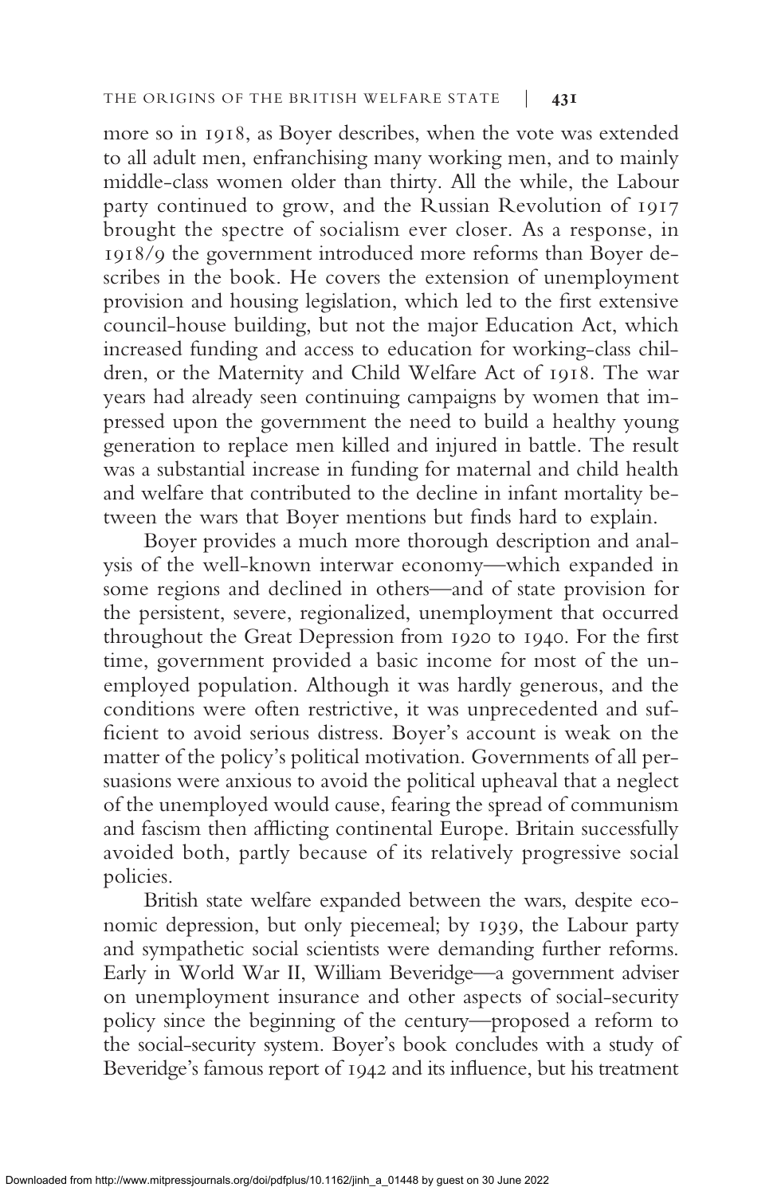more so in 1918, as Boyer describes, when the vote was extended to all adult men, enfranchising many working men, and to mainly middle-class women older than thirty. All the while, the Labour party continued to grow, and the Russian Revolution of 1917 brought the spectre of socialism ever closer. As a response, in 1918/9 the government introduced more reforms than Boyer describes in the book. He covers the extension of unemployment provision and housing legislation, which led to the first extensive council-house building, but not the major Education Act, which increased funding and access to education for working-class children, or the Maternity and Child Welfare Act of 1918. The war years had already seen continuing campaigns by women that impressed upon the government the need to build a healthy young generation to replace men killed and injured in battle. The result was a substantial increase in funding for maternal and child health and welfare that contributed to the decline in infant mortality between the wars that Boyer mentions but finds hard to explain.

Boyer provides a much more thorough description and analysis of the well-known interwar economy—which expanded in some regions and declined in others—and of state provision for the persistent, severe, regionalized, unemployment that occurred throughout the Great Depression from 1920 to 1940. For the first time, government provided a basic income for most of the unemployed population. Although it was hardly generous, and the conditions were often restrictive, it was unprecedented and sufficient to avoid serious distress. Boyer's account is weak on the matter of the policy's political motivation. Governments of all persuasions were anxious to avoid the political upheaval that a neglect of the unemployed would cause, fearing the spread of communism and fascism then afflicting continental Europe. Britain successfully avoided both, partly because of its relatively progressive social policies.

British state welfare expanded between the wars, despite economic depression, but only piecemeal; by 1939, the Labour party and sympathetic social scientists were demanding further reforms. Early in World War II, William Beveridge—a government adviser on unemployment insurance and other aspects of social-security policy since the beginning of the century—proposed a reform to the social-security system. Boyer's book concludes with a study of Beveridge's famous report of 1942 and its influence, but his treatment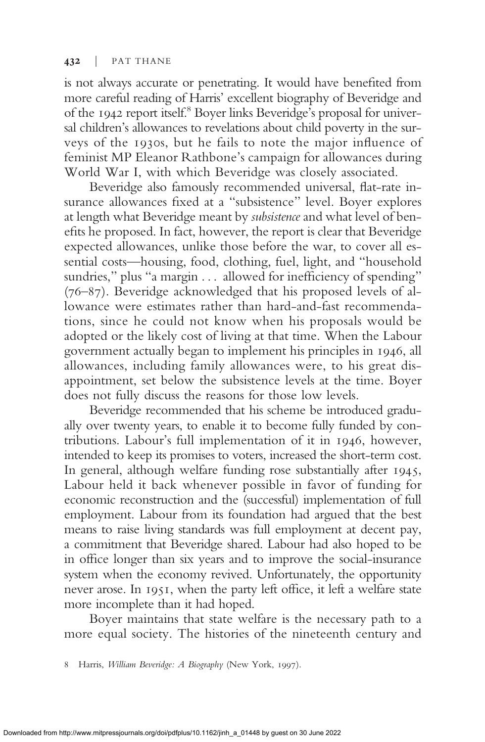is not always accurate or penetrating. It would have benefited from more careful reading of Harris' excellent biography of Beveridge and of the 1942 report itself.[8] Boyer links Beveridge's proposal for universal children's allowances to revelations about child poverty in the surveys of the 1930s, but he fails to note the major influence of feminist MP Eleanor Rathbone's campaign for allowances during World War I, with which Beveridge was closely associated.

Beveridge also famously recommended universal, flat-rate insurance allowances fixed at a "subsistence" level. Boyer explores at length what Beveridge meant by *subsistence* and what level of benefits he proposed. In fact, however, the report is clear that Beveridge expected allowances, unlike those before the war, to cover all essential costs—housing, food, clothing, fuel, light, and "household sundries," plus "a margin . . . allowed for inefficiency of spending" (76–87). Beveridge acknowledged that his proposed levels of allowance were estimates rather than hard-and-fast recommendations, since he could not know when his proposals would be adopted or the likely cost of living at that time. When the Labour government actually began to implement his principles in 1946, all allowances, including family allowances were, to his great disappointment, set below the subsistence levels at the time. Boyer does not fully discuss the reasons for those low levels.

Beveridge recommended that his scheme be introduced gradually over twenty years, to enable it to become fully funded by contributions. Labour's full implementation of it in 1946, however, intended to keep its promises to voters, increased the short-term cost. In general, although welfare funding rose substantially after 1945, Labour held it back whenever possible in favor of funding for economic reconstruction and the (successful) implementation of full employment. Labour from its foundation had argued that the best means to raise living standards was full employment at decent pay, a commitment that Beveridge shared. Labour had also hoped to be in office longer than six years and to improve the social-insurance system when the economy revived. Unfortunately, the opportunity never arose. In 1951, when the party left office, it left a welfare state more incomplete than it had hoped.

Boyer maintains that state welfare is the necessary path to a more equal society. The histories of the nineteenth century and

8 Harris, *William Beveridge: A Biography* (New York, 1997).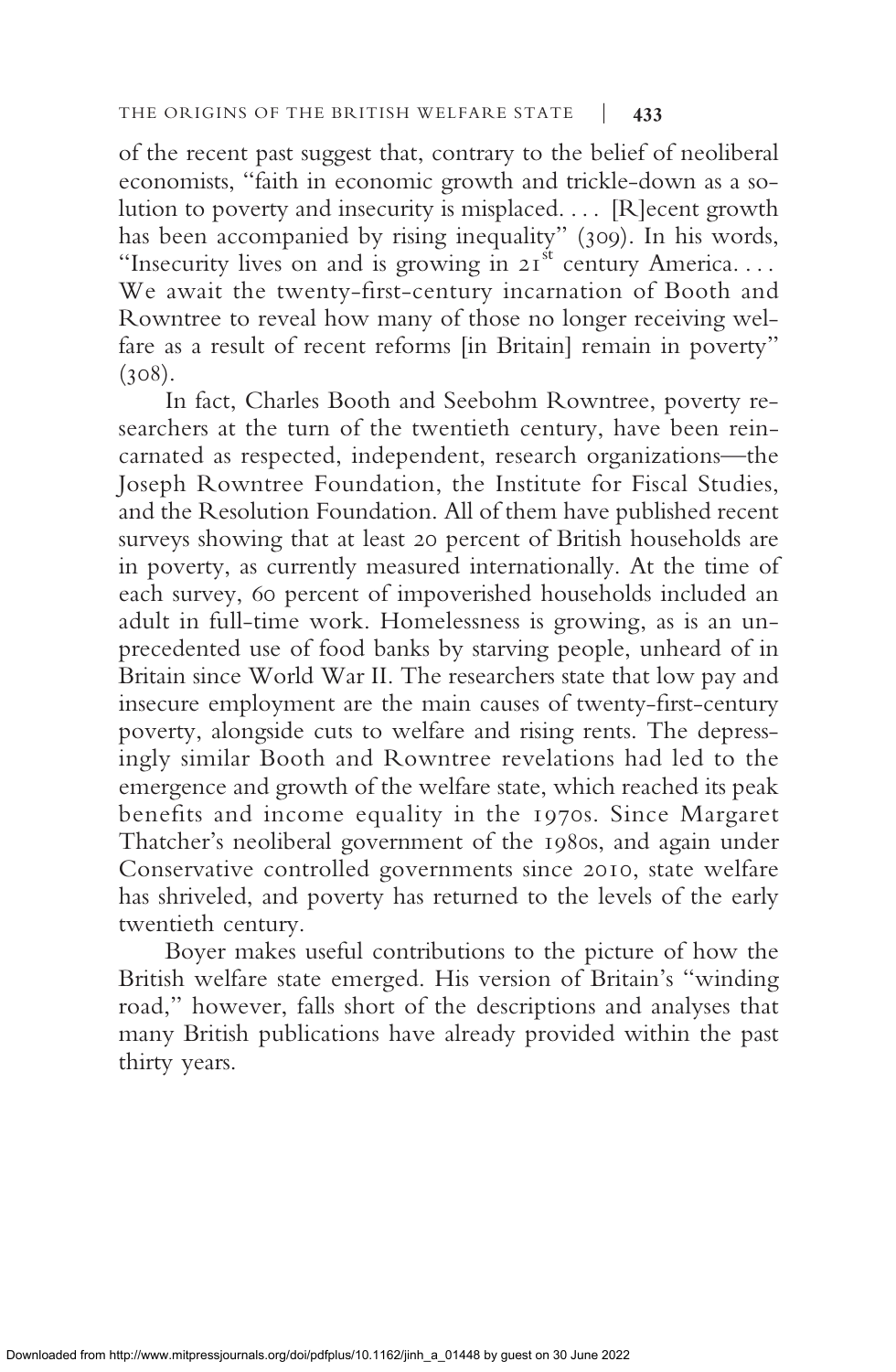of the recent past suggest that, contrary to the belief of neoliberal economists, "faith in economic growth and trickle-down as a solution to poverty and insecurity is misplaced. . . . [R]ecent growth has been accompanied by rising inequality" (309). In his words, "Insecurity lives on and is growing in 21st century America. . . . We await the twenty-first-century incarnation of Booth and Rowntree to reveal how many of those no longer receiving welfare as a result of recent reforms [in Britain] remain in poverty" (308).

In fact, Charles Booth and Seebohm Rowntree, poverty researchers at the turn of the twentieth century, have been reincarnated as respected, independent, research organizations—the Joseph Rowntree Foundation, the Institute for Fiscal Studies, and the Resolution Foundation. All of them have published recent surveys showing that at least 20 percent of British households are in poverty, as currently measured internationally. At the time of each survey, 60 percent of impoverished households included an adult in full-time work. Homelessness is growing, as is an unprecedented use of food banks by starving people, unheard of in Britain since World War II. The researchers state that low pay and insecure employment are the main causes of twenty-first-century poverty, alongside cuts to welfare and rising rents. The depressingly similar Booth and Rowntree revelations had led to the emergence and growth of the welfare state, which reached its peak benefits and income equality in the 1970s. Since Margaret Thatcher's neoliberal government of the 1980s, and again under Conservative controlled governments since 2010, state welfare has shriveled, and poverty has returned to the levels of the early twentieth century.

Boyer makes useful contributions to the picture of how the British welfare state emerged. His version of Britain's "winding road," however, falls short of the descriptions and analyses that many British publications have already provided within the past thirty years.